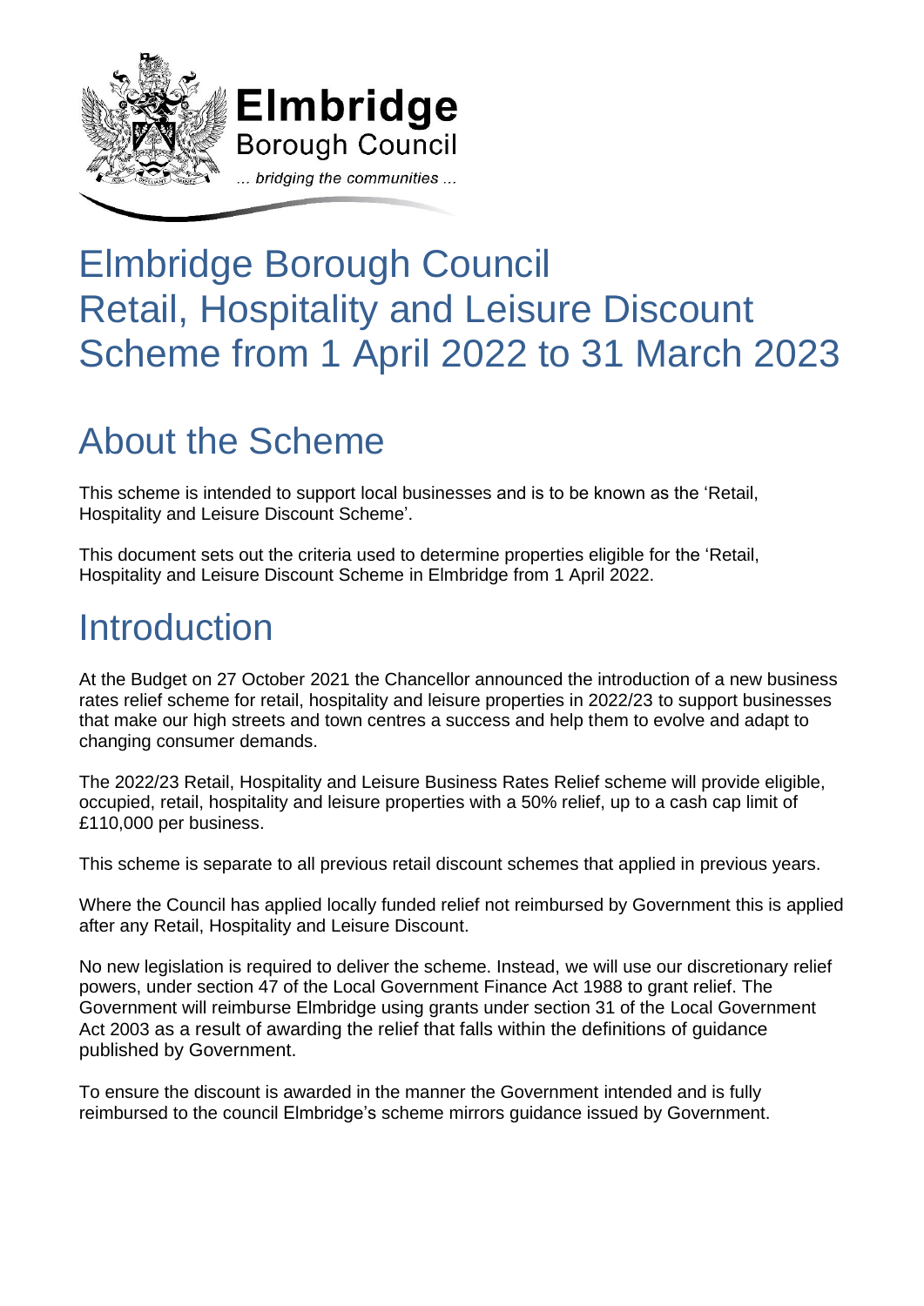# Elmbridge Borough Council Retail, Hospitality and Leisure Discount Scheme from 1 April 2022 to 31 March 2023

## About the Scheme

This scheme is intended to support local businesses and is to be known as the 'Retail, Hospitality and Leisure Discount Scheme'.

This document sets out the criteria used to determine properties eligible for the 'Retail, Hospitality and Leisure Discount Scheme in Elmbridge from 1 April 2022.

## Introduction

At the Budget on 27 October 2021 the Chancellor announced the introduction of a new business rates relief scheme for retail, hospitality and leisure properties in 2022/23 to support businesses that make our high streets and town centres a success and help them to evolve and adapt to changing consumer demands.

The 2022/23 Retail, Hospitality and Leisure Business Rates Relief scheme will provide eligible, occupied, retail, hospitality and leisure properties with a 50% relief, up to a cash cap limit of £110,000 per business.

This scheme is separate to all previous retail discount schemes that applied in previous years.

Where the Council has applied locally funded relief not reimbursed by Government this is applied after any Retail, Hospitality and Leisure Discount.

No new legislation is required to deliver the scheme. Instead, we will use our discretionary relief powers, under section 47 of the Local Government Finance Act 1988 to grant relief. The Government will reimburse Elmbridge using grants under section 31 of the Local Government Act 2003 as a result of awarding the relief that falls within the definitions of guidance published by Government.

To ensure the discount is awarded in the manner the Government intended and is fully reimbursed to the council Elmbridge's scheme mirrors guidance issued by Government.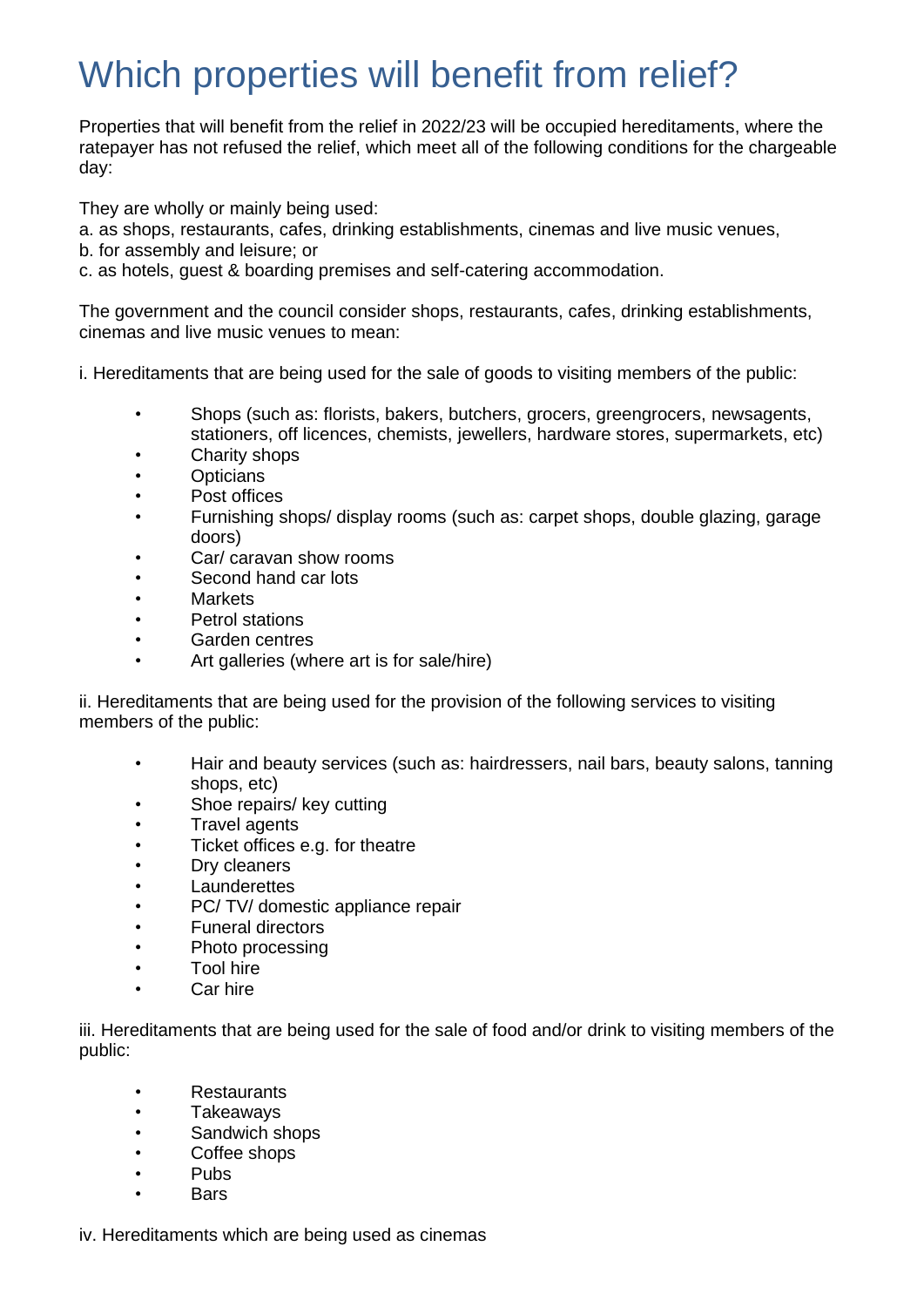# Which properties will benefit from relief?

Properties that will benefit from the relief in 2022/23 will be occupied hereditaments, where the ratepayer has not refused the relief, which meet all of the following conditions for the chargeable day:

They are wholly or mainly being used:
a. as shops, restaurants, cafes, drinking establishments, cinemas and live music venues,
b. for assembly and leisure; or
c. as hotels, guest & boarding premises and self-catering accommodation.

The government and the council consider shops, restaurants, cafes, drinking establishments, cinemas and live music venues to mean:

i. Hereditaments that are being used for the sale of goods to visiting members of the public:

- Shops (such as: florists, bakers, butchers, grocers, greengrocers, newsagents, stationers, off licences, chemists, jewellers, hardware stores, supermarkets, etc)
- Charity shops
- Opticians
- Post offices
- Furnishing shops/ display rooms (such as: carpet shops, double glazing, garage doors)
- Car/ caravan show rooms
- Second hand car lots
- Markets
- Petrol stations
- Garden centres
- Art galleries (where art is for sale/hire)

ii. Hereditaments that are being used for the provision of the following services to visiting members of the public:

- Hair and beauty services (such as: hairdressers, nail bars, beauty salons, tanning shops, etc)
- Shoe repairs/ key cutting
- Travel agents
- Ticket offices e.g. for theatre
- Dry cleaners
- Launderettes
- PC/ TV/ domestic appliance repair
- Funeral directors
- Photo processing
- Tool hire
- Car hire

iii. Hereditaments that are being used for the sale of food and/or drink to visiting members of the public:

- Restaurants
- Takeaways
- Sandwich shops
- Coffee shops
- Pubs
- Bars

iv. Hereditaments which are being used as cinemas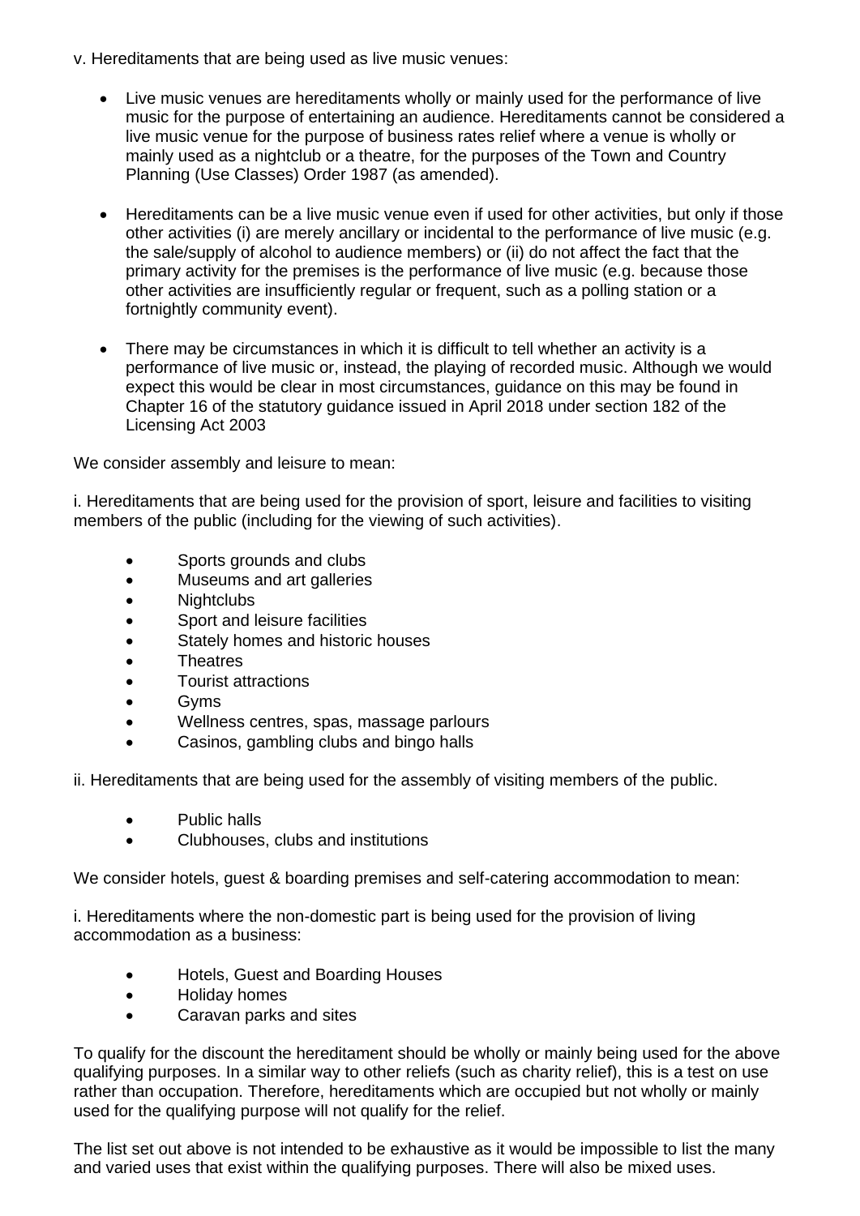v. Hereditaments that are being used as live music venues:

- Live music venues are hereditaments wholly or mainly used for the performance of live music for the purpose of entertaining an audience. Hereditaments cannot be considered a live music venue for the purpose of business rates relief where a venue is wholly or mainly used as a nightclub or a theatre, for the purposes of the Town and Country Planning (Use Classes) Order 1987 (as amended).

- Hereditaments can be a live music venue even if used for other activities, but only if those other activities (i) are merely ancillary or incidental to the performance of live music (e.g. the sale/supply of alcohol to audience members) or (ii) do not affect the fact that the primary activity for the premises is the performance of live music (e.g. because those other activities are insufficiently regular or frequent, such as a polling station or a fortnightly community event).

- There may be circumstances in which it is difficult to tell whether an activity is a performance of live music or, instead, the playing of recorded music. Although we would expect this would be clear in most circumstances, guidance on this may be found in Chapter 16 of the statutory guidance issued in April 2018 under section 182 of the Licensing Act 2003

We consider assembly and leisure to mean:

i. Hereditaments that are being used for the provision of sport, leisure and facilities to visiting members of the public (including for the viewing of such activities).

- Sports grounds and clubs
- Museums and art galleries
- Nightclubs
- Sport and leisure facilities
- Stately homes and historic houses
- Theatres
- Tourist attractions
- Gyms
- Wellness centres, spas, massage parlours
- Casinos, gambling clubs and bingo halls

ii. Hereditaments that are being used for the assembly of visiting members of the public.

- Public halls
- Clubhouses, clubs and institutions

We consider hotels, guest & boarding premises and self-catering accommodation to mean:

i. Hereditaments where the non-domestic part is being used for the provision of living accommodation as a business:

- Hotels, Guest and Boarding Houses
- Holiday homes
- Caravan parks and sites

To qualify for the discount the hereditament should be wholly or mainly being used for the above qualifying purposes. In a similar way to other reliefs (such as charity relief), this is a test on use rather than occupation. Therefore, hereditaments which are occupied but not wholly or mainly used for the qualifying purpose will not qualify for the relief.

The list set out above is not intended to be exhaustive as it would be impossible to list the many and varied uses that exist within the qualifying purposes. There will also be mixed uses.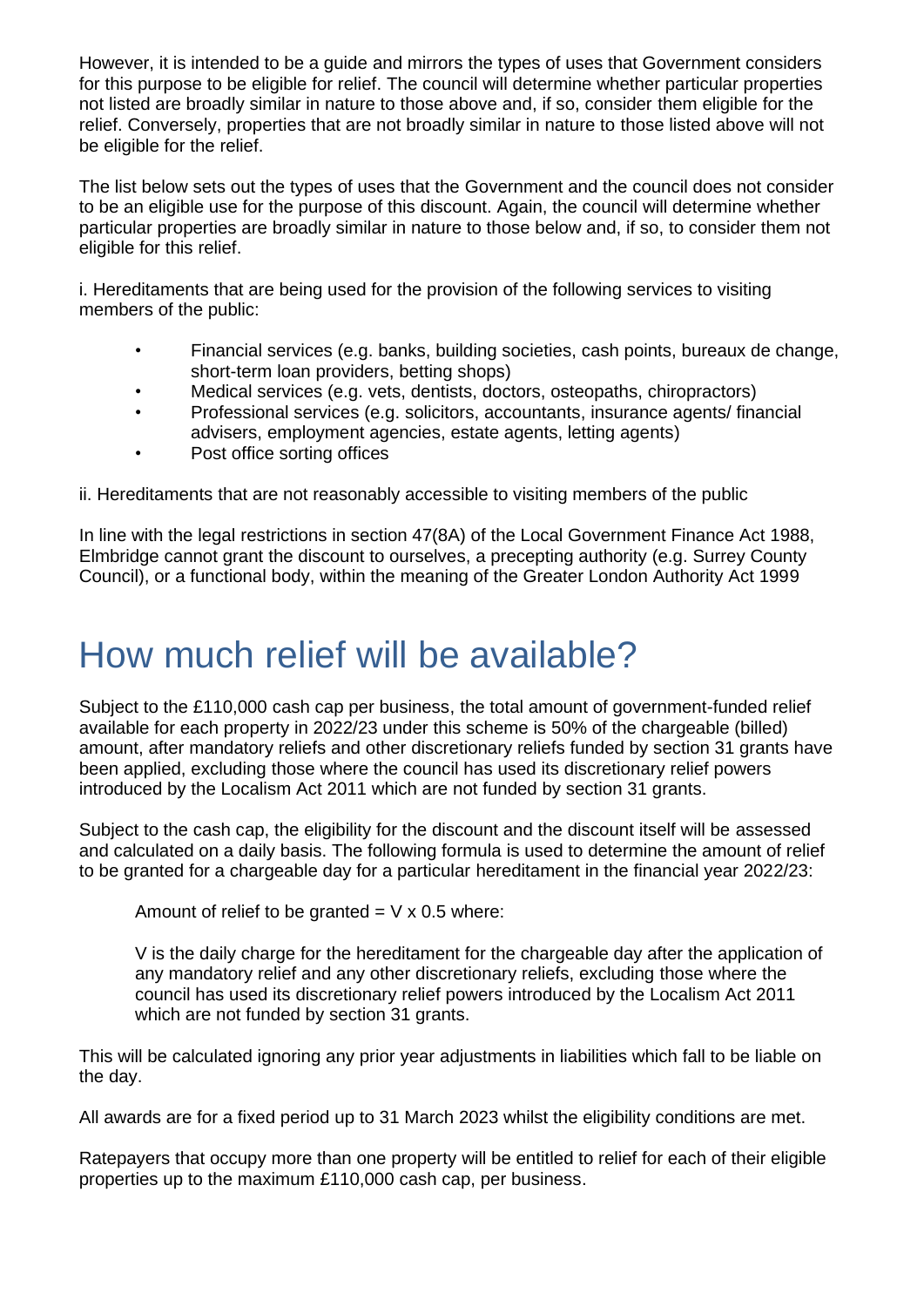However, it is intended to be a guide and mirrors the types of uses that Government considers for this purpose to be eligible for relief. The council will determine whether particular properties not listed are broadly similar in nature to those above and, if so, consider them eligible for the relief. Conversely, properties that are not broadly similar in nature to those listed above will not be eligible for the relief.

The list below sets out the types of uses that the Government and the council does not consider to be an eligible use for the purpose of this discount. Again, the council will determine whether particular properties are broadly similar in nature to those below and, if so, to consider them not eligible for this relief.

i. Hereditaments that are being used for the provision of the following services to visiting members of the public:

- Financial services (e.g. banks, building societies, cash points, bureaux de change, short-term loan providers, betting shops)
- Medical services (e.g. vets, dentists, doctors, osteopaths, chiropractors)
- Professional services (e.g. solicitors, accountants, insurance agents/ financial advisers, employment agencies, estate agents, letting agents)
- Post office sorting offices

ii. Hereditaments that are not reasonably accessible to visiting members of the public

In line with the legal restrictions in section 47(8A) of the Local Government Finance Act 1988, Elmbridge cannot grant the discount to ourselves, a precepting authority (e.g. Surrey County Council), or a functional body, within the meaning of the Greater London Authority Act 1999

# How much relief will be available?

Subject to the £110,000 cash cap per business, the total amount of government-funded relief available for each property in 2022/23 under this scheme is 50% of the chargeable (billed) amount, after mandatory reliefs and other discretionary reliefs funded by section 31 grants have been applied, excluding those where the council has used its discretionary relief powers introduced by the Localism Act 2011 which are not funded by section 31 grants.

Subject to the cash cap, the eligibility for the discount and the discount itself will be assessed and calculated on a daily basis. The following formula is used to determine the amount of relief to be granted for a chargeable day for a particular hereditament in the financial year 2022/23:

Amount of relief to be granted = $V \times 0.5$ where:

$V$ is the daily charge for the hereditament for the chargeable day after the application of any mandatory relief and any other discretionary reliefs, excluding those where the council has used its discretionary relief powers introduced by the Localism Act 2011 which are not funded by section 31 grants.

This will be calculated ignoring any prior year adjustments in liabilities which fall to be liable on the day.

All awards are for a fixed period up to 31 March 2023 whilst the eligibility conditions are met.

Ratepayers that occupy more than one property will be entitled to relief for each of their eligible properties up to the maximum £110,000 cash cap, per business.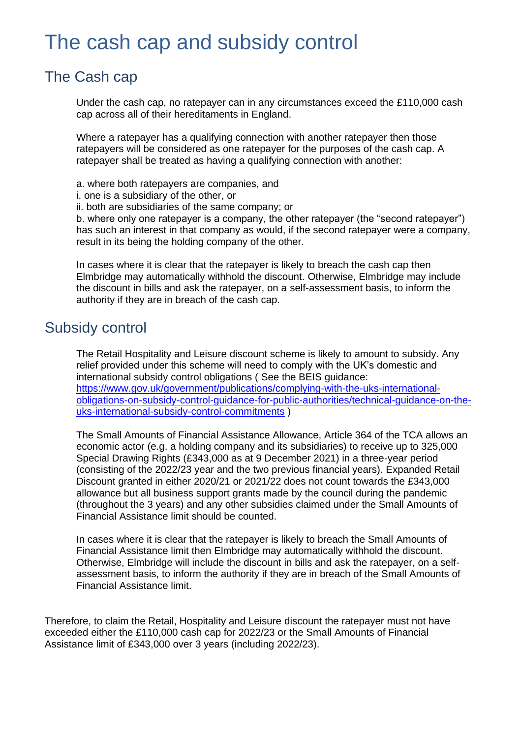# The cash cap and subsidy control

## The Cash cap

Under the cash cap, no ratepayer can in any circumstances exceed the £110,000 cash cap across all of their hereditaments in England.

Where a ratepayer has a qualifying connection with another ratepayer then those ratepayers will be considered as one ratepayer for the purposes of the cash cap. A ratepayer shall be treated as having a qualifying connection with another:

a. where both ratepayers are companies, and
i. one is a subsidiary of the other, or
ii. both are subsidiaries of the same company; or
b. where only one ratepayer is a company, the other ratepayer (the "second ratepayer") has such an interest in that company as would, if the second ratepayer were a company, result in its being the holding company of the other.

In cases where it is clear that the ratepayer is likely to breach the cash cap then Elmbridge may automatically withhold the discount. Otherwise, Elmbridge may include the discount in bills and ask the ratepayer, on a self-assessment basis, to inform the authority if they are in breach of the cash cap.

## Subsidy control

The Retail Hospitality and Leisure discount scheme is likely to amount to subsidy. Any relief provided under this scheme will need to comply with the UK's domestic and international subsidy control obligations ( See the BEIS guidance: [https://www.gov.uk/government/publications/complying-with-the-uks-international-obligations-on-subsidy-control-guidance-for-public-authorities/technical-guidance-on-the-uks-international-subsidy-control-commitments](https://www.gov.uk/government/publications/complying-with-the-uks-international-obligations-on-subsidy-control-guidance-for-public-authorities/technical-guidance-on-the-uks-international-subsidy-control-commitments) )

The Small Amounts of Financial Assistance Allowance, Article 364 of the TCA allows an economic actor (e.g. a holding company and its subsidiaries) to receive up to 325,000 Special Drawing Rights (£343,000 as at 9 December 2021) in a three-year period (consisting of the 2022/23 year and the two previous financial years). Expanded Retail Discount granted in either 2020/21 or 2021/22 does not count towards the £343,000 allowance but all business support grants made by the council during the pandemic (throughout the 3 years) and any other subsidies claimed under the Small Amounts of Financial Assistance limit should be counted.

In cases where it is clear that the ratepayer is likely to breach the Small Amounts of Financial Assistance limit then Elmbridge may automatically withhold the discount. Otherwise, Elmbridge will include the discount in bills and ask the ratepayer, on a self-assessment basis, to inform the authority if they are in breach of the Small Amounts of Financial Assistance limit.

Therefore, to claim the Retail, Hospitality and Leisure discount the ratepayer must not have exceeded either the £110,000 cash cap for 2022/23 or the Small Amounts of Financial Assistance limit of £343,000 over 3 years (including 2022/23).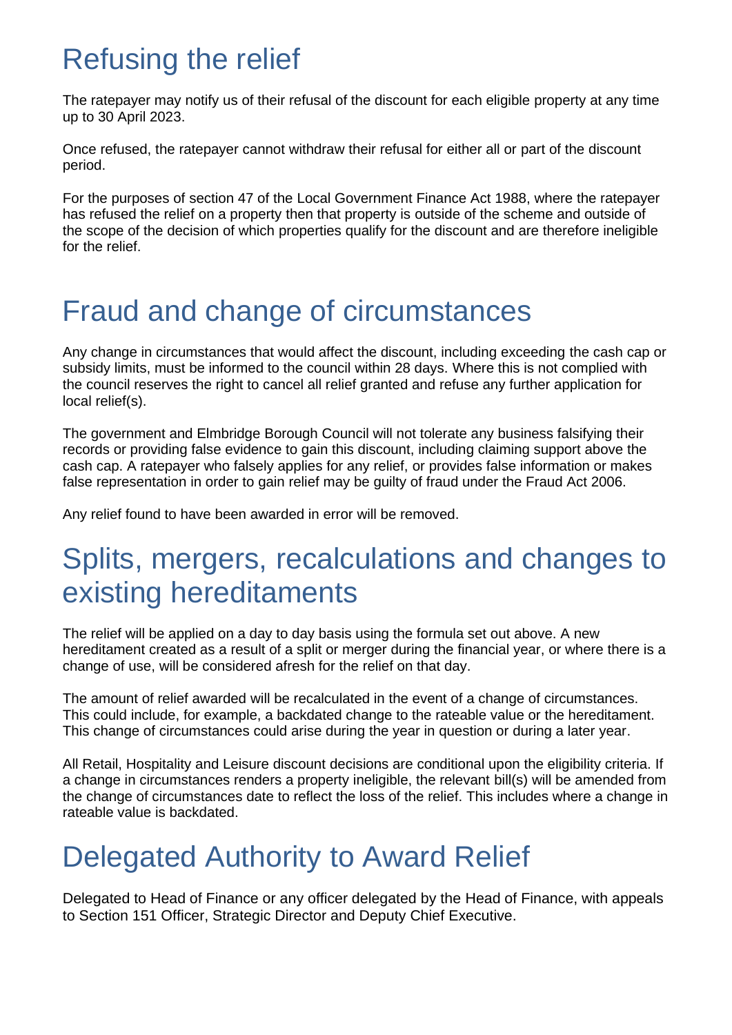# Refusing the relief

The ratepayer may notify us of their refusal of the discount for each eligible property at any time up to 30 April 2023.

Once refused, the ratepayer cannot withdraw their refusal for either all or part of the discount period.

For the purposes of section 47 of the Local Government Finance Act 1988, where the ratepayer has refused the relief on a property then that property is outside of the scheme and outside of the scope of the decision of which properties qualify for the discount and are therefore ineligible for the relief.

# Fraud and change of circumstances

Any change in circumstances that would affect the discount, including exceeding the cash cap or subsidy limits, must be informed to the council within 28 days. Where this is not complied with the council reserves the right to cancel all relief granted and refuse any further application for local relief(s).

The government and Elmbridge Borough Council will not tolerate any business falsifying their records or providing false evidence to gain this discount, including claiming support above the cash cap. A ratepayer who falsely applies for any relief, or provides false information or makes false representation in order to gain relief may be guilty of fraud under the Fraud Act 2006.

Any relief found to have been awarded in error will be removed.

# Splits, mergers, recalculations and changes to existing hereditaments

The relief will be applied on a day to day basis using the formula set out above. A new hereditament created as a result of a split or merger during the financial year, or where there is a change of use, will be considered afresh for the relief on that day.

The amount of relief awarded will be recalculated in the event of a change of circumstances. This could include, for example, a backdated change to the rateable value or the hereditament. This change of circumstances could arise during the year in question or during a later year.

All Retail, Hospitality and Leisure discount decisions are conditional upon the eligibility criteria. If a change in circumstances renders a property ineligible, the relevant bill(s) will be amended from the change of circumstances date to reflect the loss of the relief. This includes where a change in rateable value is backdated.

# Delegated Authority to Award Relief

Delegated to Head of Finance or any officer delegated by the Head of Finance, with appeals to Section 151 Officer, Strategic Director and Deputy Chief Executive.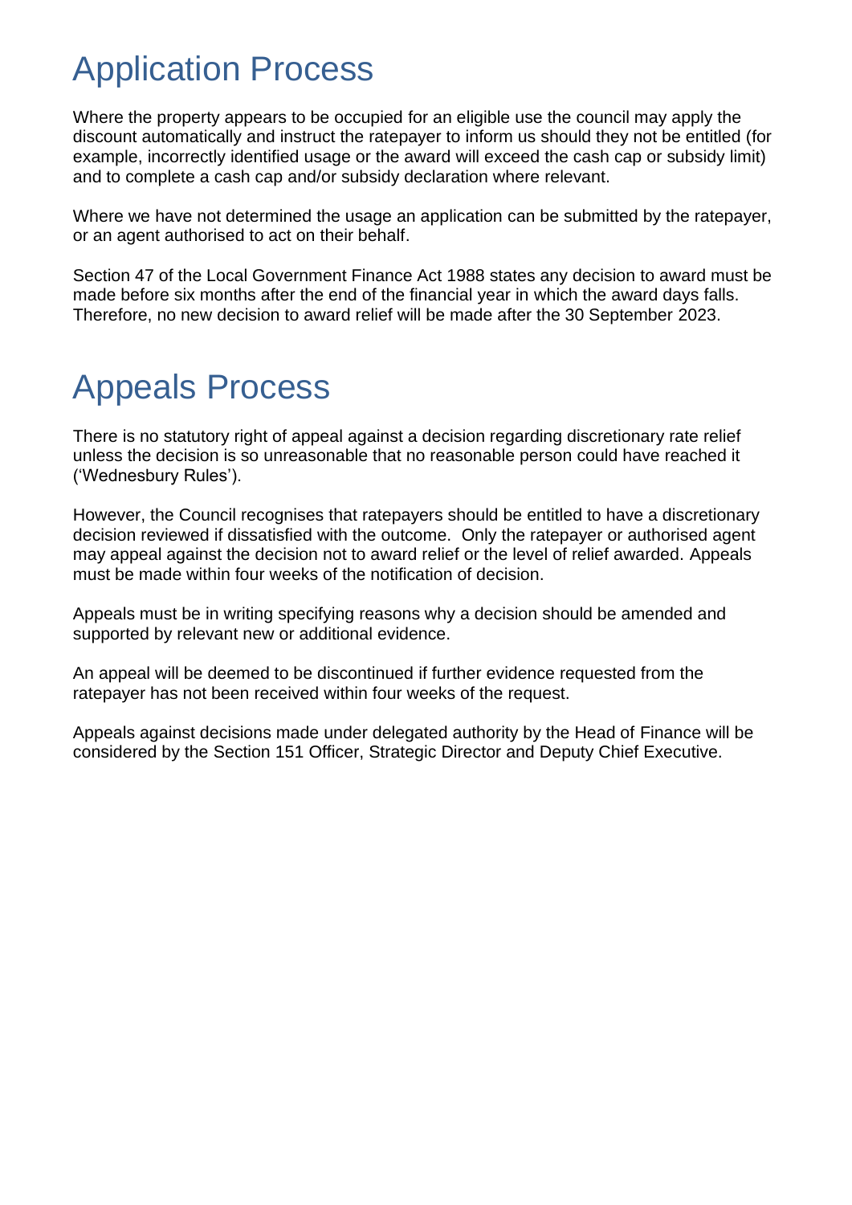# Application Process

Where the property appears to be occupied for an eligible use the council may apply the discount automatically and instruct the ratepayer to inform us should they not be entitled (for example, incorrectly identified usage or the award will exceed the cash cap or subsidy limit) and to complete a cash cap and/or subsidy declaration where relevant.

Where we have not determined the usage an application can be submitted by the ratepayer, or an agent authorised to act on their behalf.

Section 47 of the Local Government Finance Act 1988 states any decision to award must be made before six months after the end of the financial year in which the award days falls. Therefore, no new decision to award relief will be made after the 30 September 2023.

# Appeals Process

There is no statutory right of appeal against a decision regarding discretionary rate relief unless the decision is so unreasonable that no reasonable person could have reached it ('Wednesbury Rules').

However, the Council recognises that ratepayers should be entitled to have a discretionary decision reviewed if dissatisfied with the outcome. Only the ratepayer or authorised agent may appeal against the decision not to award relief or the level of relief awarded. Appeals must be made within four weeks of the notification of decision.

Appeals must be in writing specifying reasons why a decision should be amended and supported by relevant new or additional evidence.

An appeal will be deemed to be discontinued if further evidence requested from the ratepayer has not been received within four weeks of the request.

Appeals against decisions made under delegated authority by the Head of Finance will be considered by the Section 151 Officer, Strategic Director and Deputy Chief Executive.